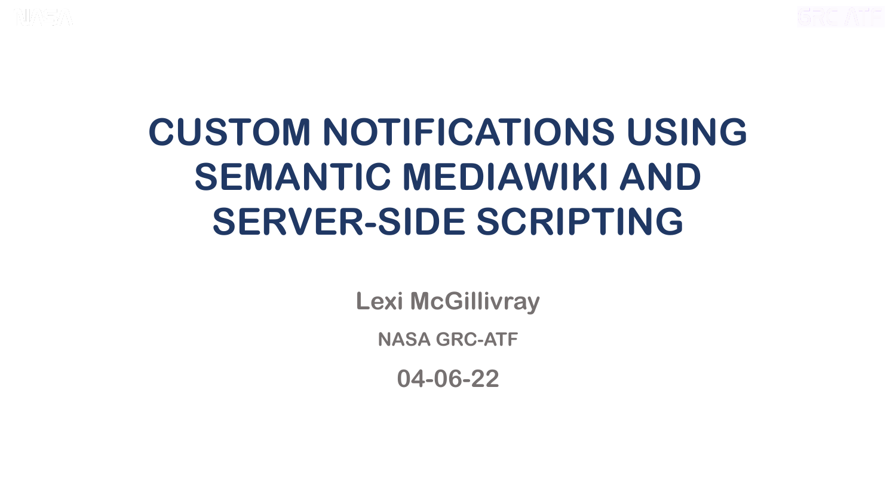# CUSTOM NOTIFICATIONS USING SEMANTIC MEDIAWIKI AND SERVER-SIDE SCRIPTING

**Lexi McGillivray**

**NASA GRC-ATF**

**04-06-22**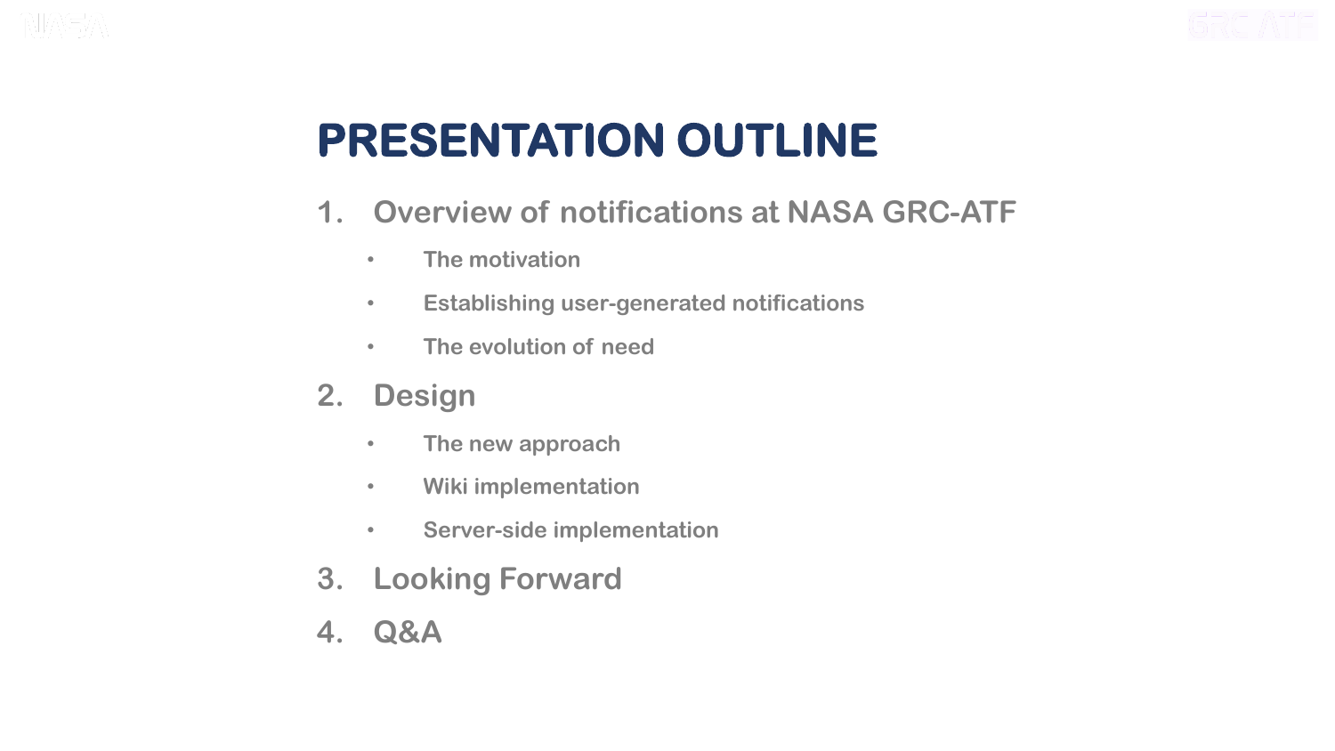# PRESENTATION OUTLINE

1. Overview of notifications at NASA GRC-ATF
   - The motivation
   - Establishing user-generated notifications
   - The evolution of need
2. Design
   - The new approach
   - Wiki implementation
   - Server-side implementation
3. Looking Forward
4. Q&A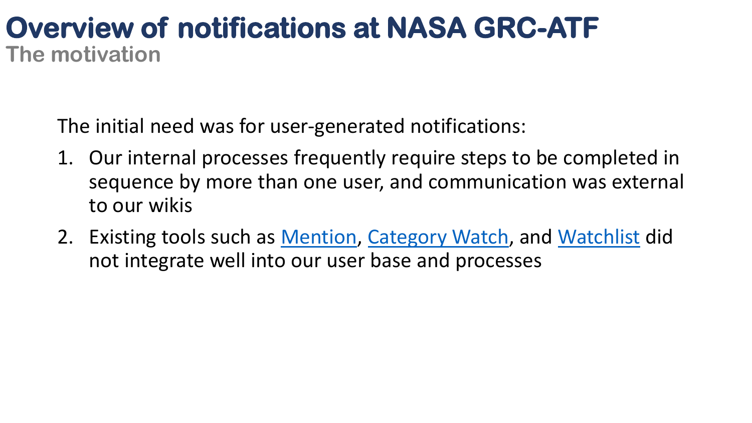# Overview of notifications at NASA GRC-ATF

## The motivation

The initial need was for user-generated notifications:

1. Our internal processes frequently require steps to be completed in sequence by more than one user, and communication was external to our wikis
2. Existing tools such as Mention, Category Watch, and Watchlist did not integrate well into our user base and processes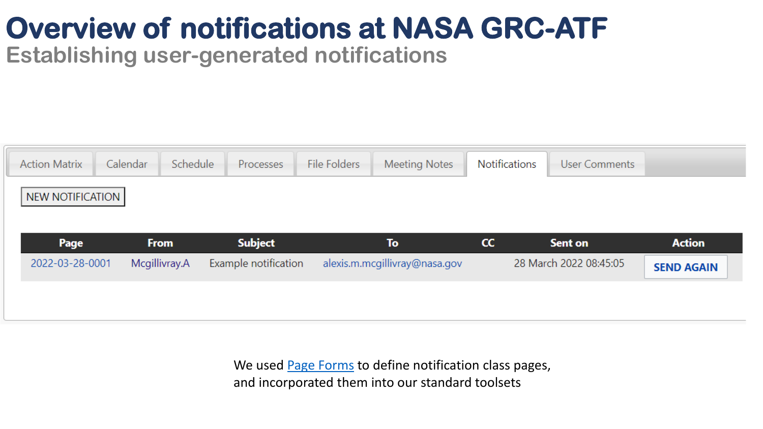# Overview of notifications at NASA GRC-ATF

## Establishing user-generated notifications

Action Matrix | Calendar | Schedule | Processes | File Folders | Meeting Notes | Notifications | User Comments

NEW NOTIFICATION

| Page | From | Subject | To | CC | Sent on | Action |
|---|---|---|---|---|---|---|
| 2022-03-28-0001 | Mcgillivray.A | Example notification | alexis.m.mcgillivray@nasa.gov | | 28 March 2022 08:45:05 | SEND AGAIN |

We used Page Forms to define notification class pages, and incorporated them into our standard toolsets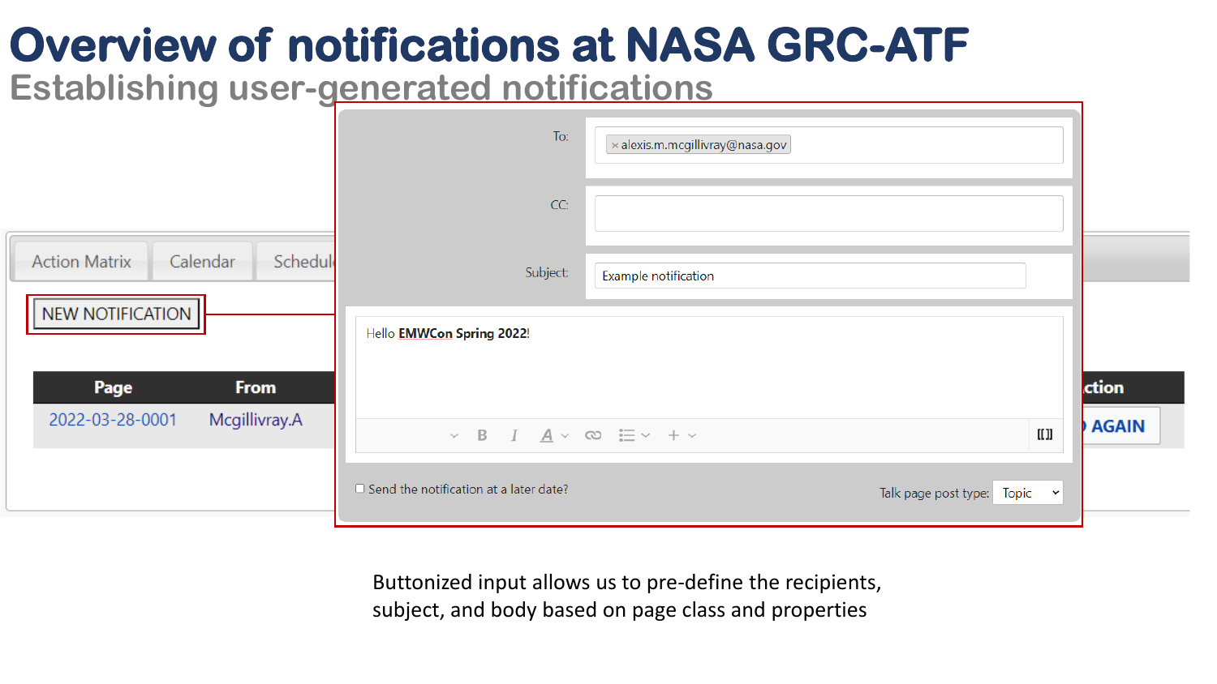# Overview of notifications at NASA GRC-ATF

## Establishing user-generated notifications

Action Matrix | Calendar | Schedul

NEW NOTIFICATION

| Page | From |
| --- | --- |
| 2022-03-28-0001 | Mcgillivray.A |

To: × alexis.m.mcgillivray@nasa.gov

CC:

Subject: Example notification

Hello **EMWCon Spring 2022**!

Send the notification at a later date?

Talk page post type: Topic

ction

AGAIN

Buttonized input allows us to pre-define the recipients, subject, and body based on page class and properties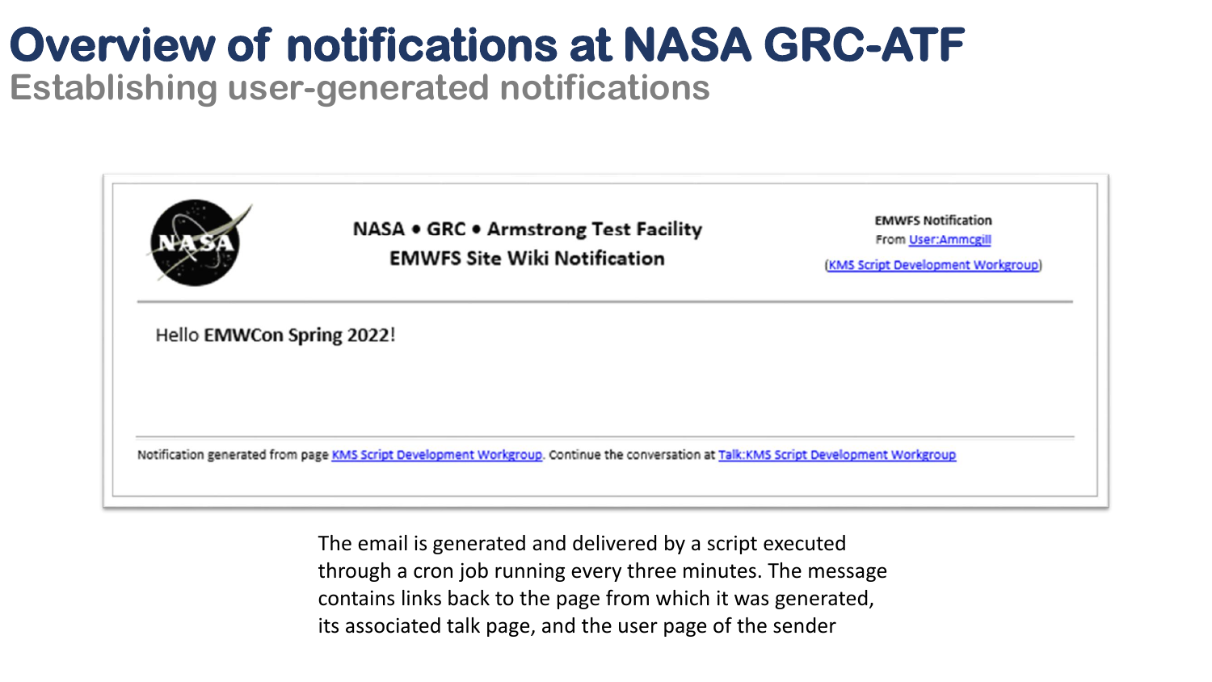# Overview of notifications at NASA GRC-ATF

## Establishing user-generated notifications

NASA • GRC • Armstrong Test Facility
EMWFS Site Wiki Notification

EMWFS Notification
From User:Ammcgill
(KMS Script Development Workgroup)

Hello **EMWCon Spring 2022**!

Notification generated from page KMS Script Development Workgroup. Continue the conversation at Talk:KMS Script Development Workgroup

The email is generated and delivered by a script executed through a cron job running every three minutes. The message contains links back to the page from which it was generated, its associated talk page, and the user page of the sender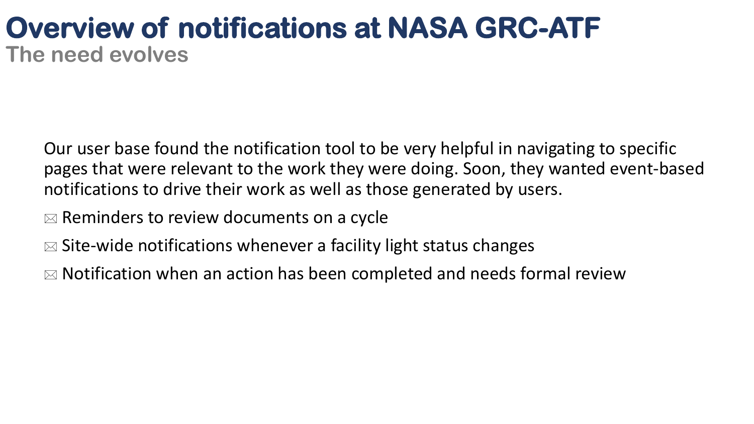# Overview of notifications at NASA GRC-ATF

## The need evolves

Our user base found the notification tool to be very helpful in navigating to specific pages that were relevant to the work they were doing. Soon, they wanted event-based notifications to drive their work as well as those generated by users.

- Reminders to review documents on a cycle
- Site-wide notifications whenever a facility light status changes
- Notification when an action has been completed and needs formal review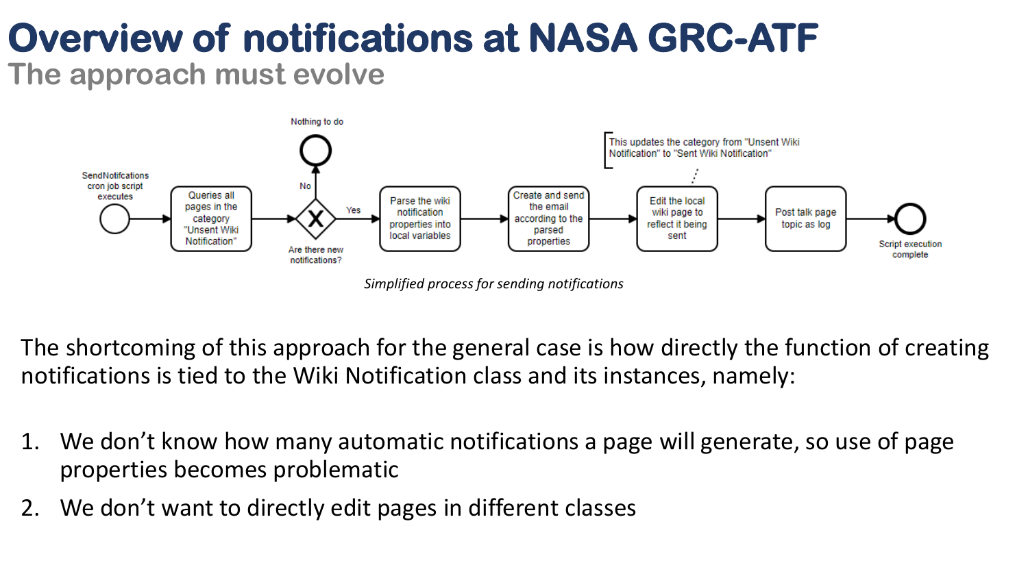# Overview of notifications at NASA GRC-ATF

## The approach must evolve

SendNotifcations cron job script executes → Queries all pages in the category "Unsent Wiki Notification" → Are there new notifications? (No → Nothing to do; Yes →) Parse the wiki notification properties into local variables → Create and send the email according to the parsed properties → Edit the local wiki page to reflect it being sent → Post talk page topic as log → Script execution complete

This updates the category from "Unsent Wiki Notification" to "Sent Wiki Notification"

*Simplified process for sending notifications*

The shortcoming of this approach for the general case is how directly the function of creating notifications is tied to the Wiki Notification class and its instances, namely:

1. We don't know how many automatic notifications a page will generate, so use of page properties becomes problematic
2. We don't want to directly edit pages in different classes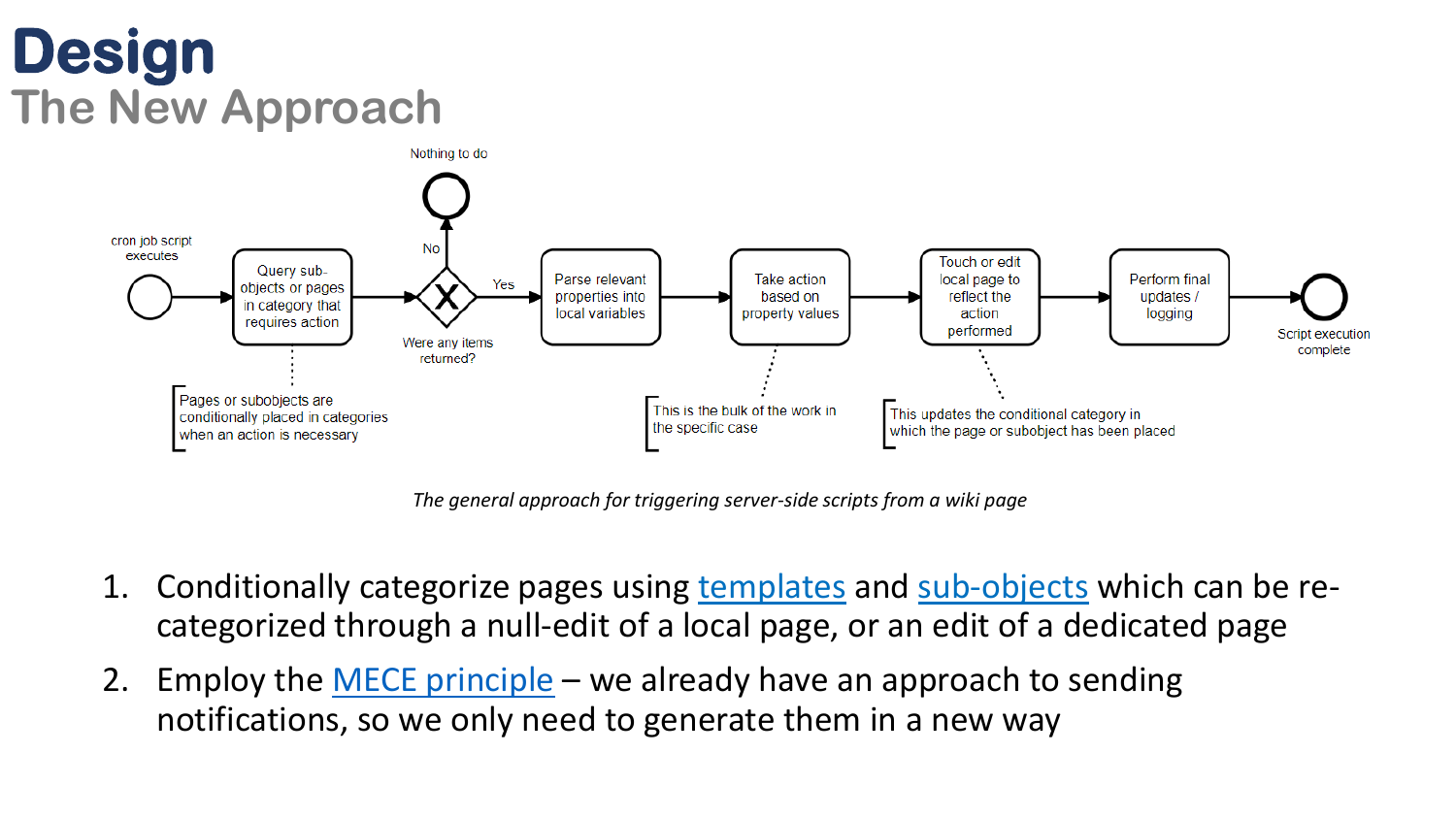# Design
## The New Approach

cron job script executes

Query sub-objects or pages in category that requires action

Were any items returned?

No → Nothing to do

Yes → Parse relevant properties into local variables → Take action based on property values → Touch or edit local page to reflect the action performed → Perform final updates / logging → Script execution complete

Pages or subobjects are conditionally placed in categories when an action is necessary

This is the bulk of the work in the specific case

This updates the conditional category in which the page or subobject has been placed

*The general approach for triggering server-side scripts from a wiki page*

1. Conditionally categorize pages using templates and sub-objects which can be re-categorized through a null-edit of a local page, or an edit of a dedicated page
2. Employ the MECE principle – we already have an approach to sending notifications, so we only need to generate them in a new way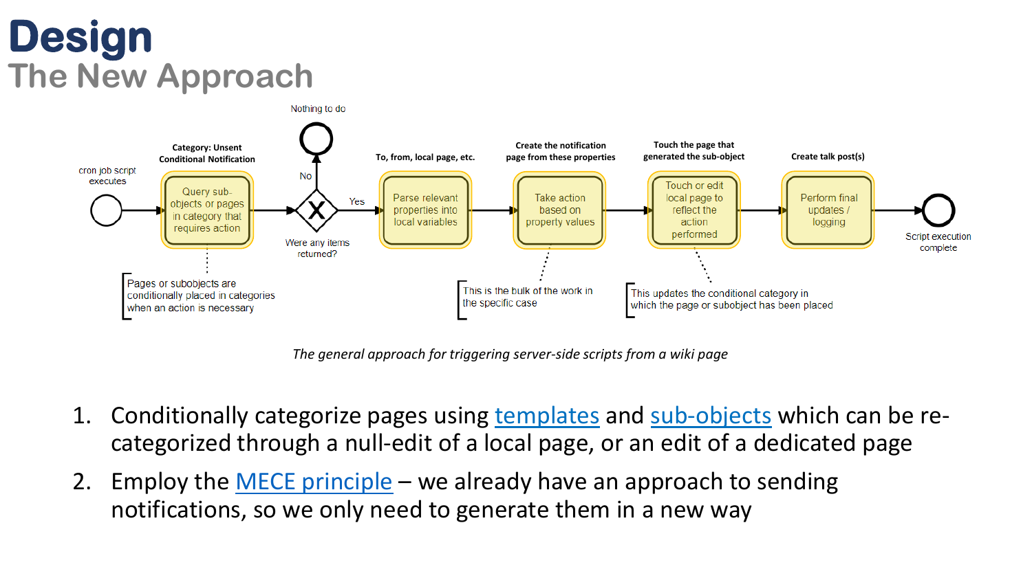# Design

## The New Approach

cron job script executes

Category: Unsent Conditional Notification

Query sub-objects or pages in category that requires action

Pages or subobjects are conditionally placed in categories when an action is necessary

Nothing to do

No

Yes

Were any items returned?

To, from, local page, etc.

Parse relevant properties into local variables

Create the notification page from these properties

Take action based on property values

This is the bulk of the work in the specific case

Touch the page that generated the sub-object

Touch or edit local page to reflect the action performed

This updates the conditional category in which the page or subobject has been placed

Create talk post(s)

Perform final updates / logging

Script execution complete

*The general approach for triggering server-side scripts from a wiki page*

1. Conditionally categorize pages using templates and sub-objects which can be re-categorized through a null-edit of a local page, or an edit of a dedicated page
2. Employ the MECE principle – we already have an approach to sending notifications, so we only need to generate them in a new way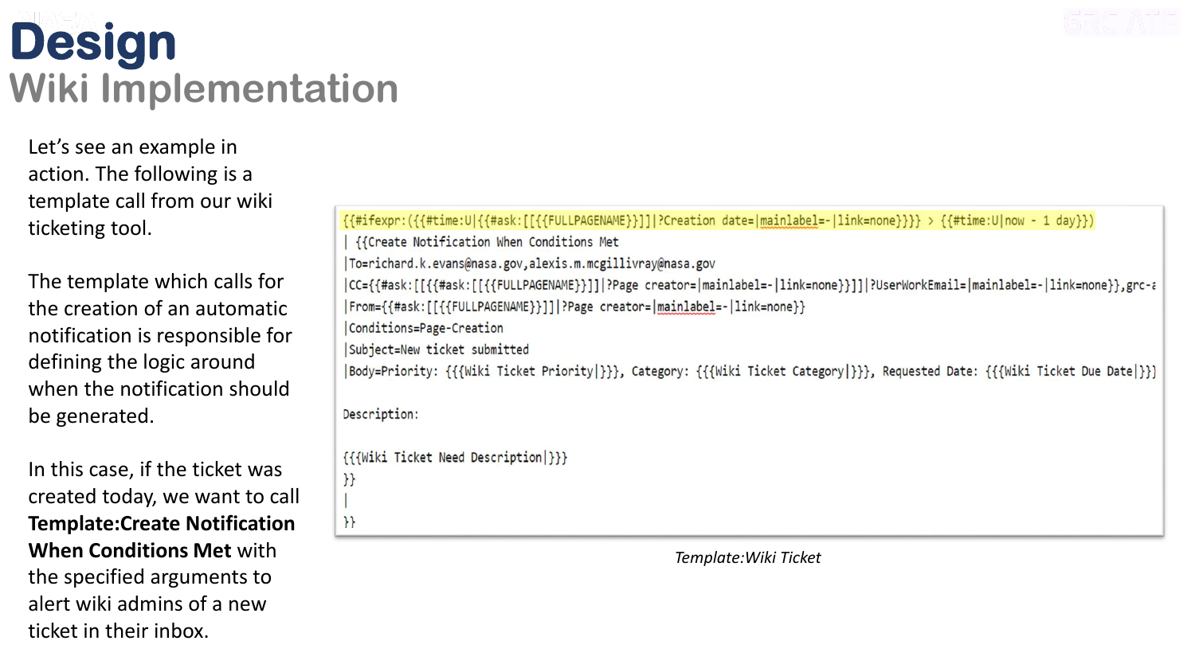# Design

## Wiki Implementation

Let's see an example in action. The following is a template call from our wiki ticketing tool.

The template which calls for the creation of an automatic notification is responsible for defining the logic around when the notification should be generated.

In this case, if the ticket was created today, we want to call **Template:Create Notification When Conditions Met** with the specified arguments to alert wiki admins of a new ticket in their inbox.

```
{{#ifexpr:({{#time:U|{{#ask:[[{{FULLPAGENAME}}]]|?Creation date=|mainlabel=-|link=none}}}} > {{#time:U|now - 1 day}})
| {{Create Notification When Conditions Met
|To=richard.k.evans@nasa.gov,alexis.m.mcgillivray@nasa.gov
|CC={{#ask:[[{{#ask:[[{{FULLPAGENAME}}]]|?Page creator=|mainlabel=-|link=none}}]]|?UserWorkEmail=|mainlabel=-|link=none}},grc-a
|From={{#ask:[[{{FULLPAGENAME}}]]|?Page creator=|mainlabel=-|link=none}}
|Conditions=Page-Creation
|Subject=New ticket submitted
|Body=Priority: {{{Wiki Ticket Priority|}}}, Category: {{{Wiki Ticket Category|}}}, Requested Date: {{{Wiki Ticket Due Date|}}}

Description:

{{{Wiki Ticket Need Description|}}}
}}
|
}}
```

*Template:Wiki Ticket*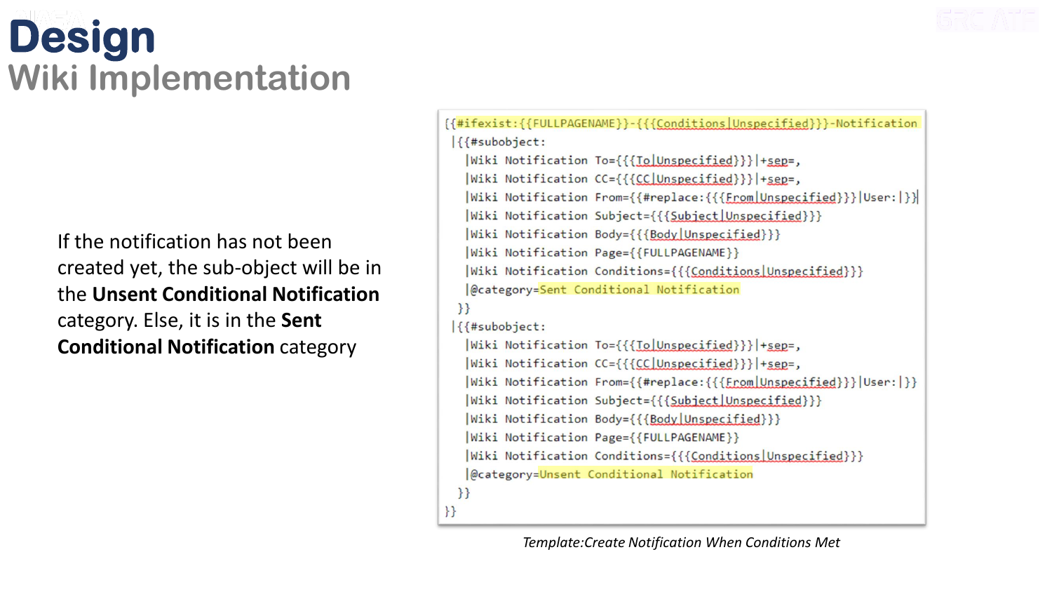# Design

## Wiki Implementation

If the notification has not been created yet, the sub-object will be in the **Unsent Conditional Notification** category. Else, it is in the **Sent Conditional Notification** category

```
{{#ifexist:{{FULLPAGENAME}}-{{{Conditions|Unspecified}}}-Notification
 |{{#subobject:
   |Wiki Notification To={{{To|Unspecified}}}|+sep=,
   |Wiki Notification CC={{{CC|Unspecified}}}|+sep=,
   |Wiki Notification From={{#replace:{{{From|Unspecified}}}|User:|}}
   |Wiki Notification Subject={{{Subject|Unspecified}}}
   |Wiki Notification Body={{{Body|Unspecified}}}
   |Wiki Notification Page={{FULLPAGENAME}}
   |Wiki Notification Conditions={{{Conditions|Unspecified}}}
   |@category=Sent Conditional Notification
  }}
 |{{#subobject:
   |Wiki Notification To={{{To|Unspecified}}}|+sep=,
   |Wiki Notification CC={{{CC|Unspecified}}}|+sep=,
   |Wiki Notification From={{#replace:{{{From|Unspecified}}}|User:|}}
   |Wiki Notification Subject={{{Subject|Unspecified}}}
   |Wiki Notification Body={{{Body|Unspecified}}}
   |Wiki Notification Page={{FULLPAGENAME}}
   |Wiki Notification Conditions={{{Conditions|Unspecified}}}
   |@category=Unsent Conditional Notification
  }}
}}
```

*Template:Create Notification When Conditions Met*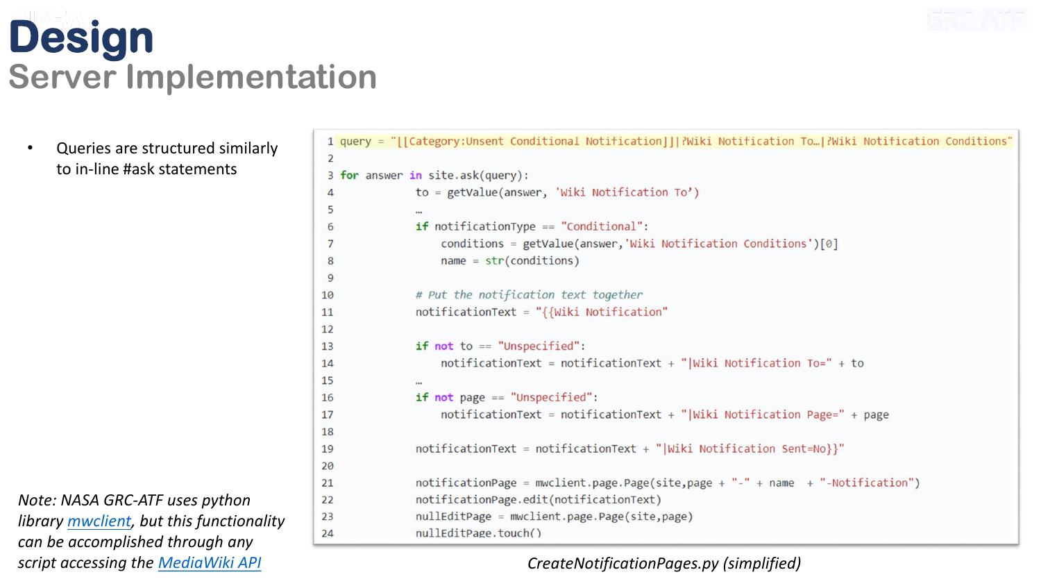# Design

## Server Implementation

- Queries are structured similarly to in-line #ask statements

```python
query = "[[Category:Unsent Conditional Notification]]|?Wiki Notification To…|?Wiki Notification Conditions"

for answer in site.ask(query):
            to = getValue(answer, 'Wiki Notification To')
            …
            if notificationType == "Conditional":
                conditions = getValue(answer,'Wiki Notification Conditions')[0]
                name = str(conditions)

            # Put the notification text together
            notificationText = "{{Wiki Notification"

            if not to == "Unspecified":
                notificationText = notificationText + "|Wiki Notification To=" + to
            …
            if not page == "Unspecified":
                notificationText = notificationText + "|Wiki Notification Page=" + page

            notificationText = notificationText + "|Wiki Notification Sent=No}}"

            notificationPage = mwclient.page.Page(site,page + "-" + name  + "-Notification")
            notificationPage.edit(notificationText)
            nullEditPage = mwclient.page.Page(site,page)
            nullEditPage.touch()
```

*CreateNotificationPages.py (simplified)*

*Note: NASA GRC-ATF uses python library mwclient, but this functionality can be accomplished through any script accessing the MediaWiki API*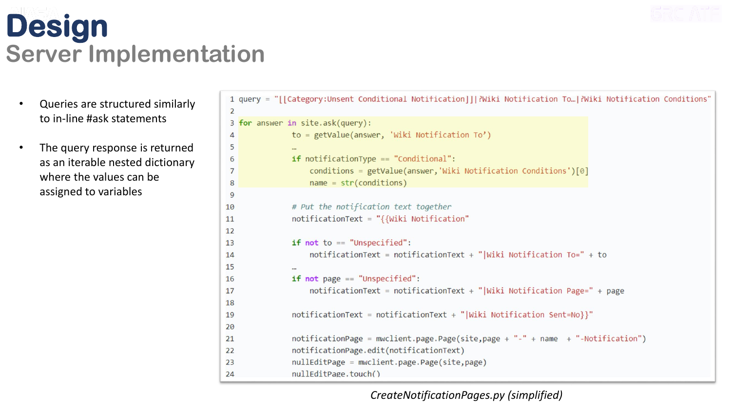# Design

## Server Implementation

- Queries are structured similarly to in-line #ask statements
- The query response is returned as an iterable nested dictionary where the values can be assigned to variables

```
query = "[[Category:Unsent Conditional Notification]]|?Wiki Notification To…|?Wiki Notification Conditions"

for answer in site.ask(query):
        to = getValue(answer, 'Wiki Notification To')
        …
        if notificationType == "Conditional":
            conditions = getValue(answer,'Wiki Notification Conditions')[0]
            name = str(conditions)

        # Put the notification text together
        notificationText = "{{Wiki Notification"

        if not to == "Unspecified":
            notificationText = notificationText + "|Wiki Notification To=" + to
        …
        if not page == "Unspecified":
            notificationText = notificationText + "|Wiki Notification Page=" + page

        notificationText = notificationText + "|Wiki Notification Sent=No}}"

        notificationPage = mwclient.page.Page(site,page + "-" + name  + "-Notification")
        notificationPage.edit(notificationText)
        nullEditPage = mwclient.page.Page(site,page)
        nullEditPage.touch()
```

*CreateNotificationPages.py (simplified)*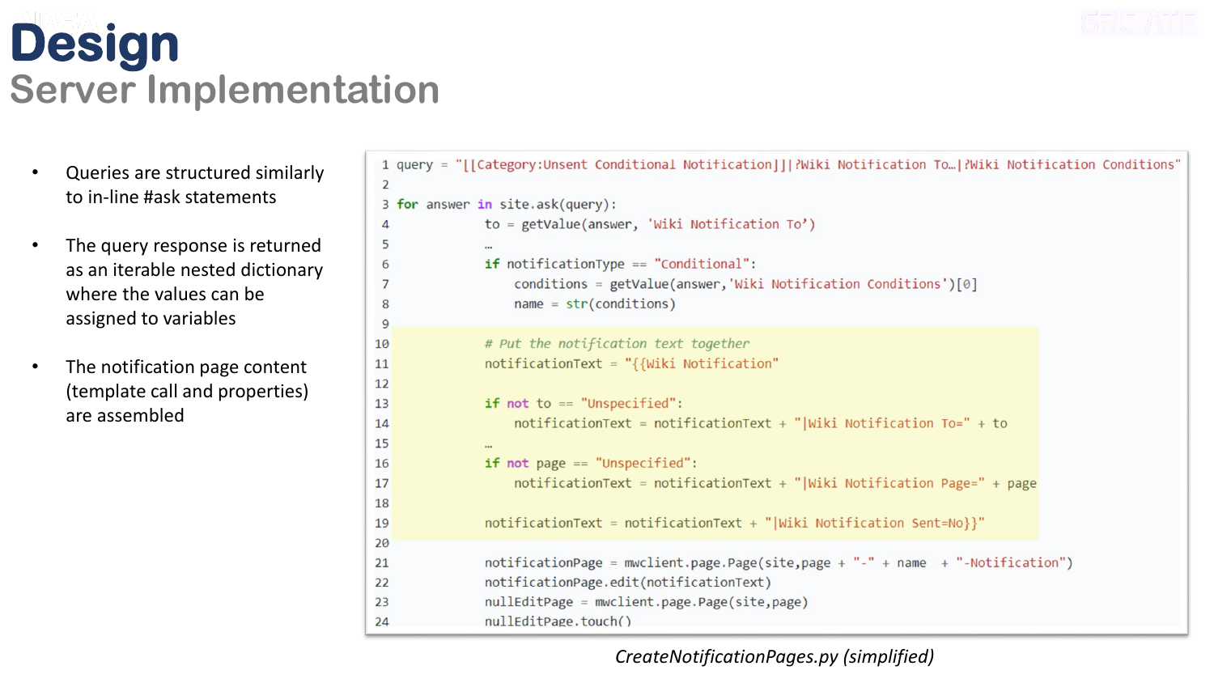# Design

## Server Implementation

- Queries are structured similarly to in-line #ask statements
- The query response is returned as an iterable nested dictionary where the values can be assigned to variables
- The notification page content (template call and properties) are assembled

```
1  query = "[[Category:Unsent Conditional Notification]]|?Wiki Notification To…|?Wiki Notification Conditions"
2
3  for answer in site.ask(query):
4              to = getValue(answer, 'Wiki Notification To')
5              …
6              if notificationType == "Conditional":
7                  conditions = getValue(answer,'Wiki Notification Conditions')[0]
8                  name = str(conditions)
9
10             # Put the notification text together
11             notificationText = "{{Wiki Notification"
12
13             if not to == "Unspecified":
14                 notificationText = notificationText + "|Wiki Notification To=" + to
15             …
16             if not page == "Unspecified":
17                 notificationText = notificationText + "|Wiki Notification Page=" + page
18
19             notificationText = notificationText + "|Wiki Notification Sent=No}}"
20
21             notificationPage = mwclient.page.Page(site,page + "-" + name  + "-Notification")
22             notificationPage.edit(notificationText)
23             nullEditPage = mwclient.page.Page(site,page)
24             nullEditPage.touch()
```

*CreateNotificationPages.py (simplified)*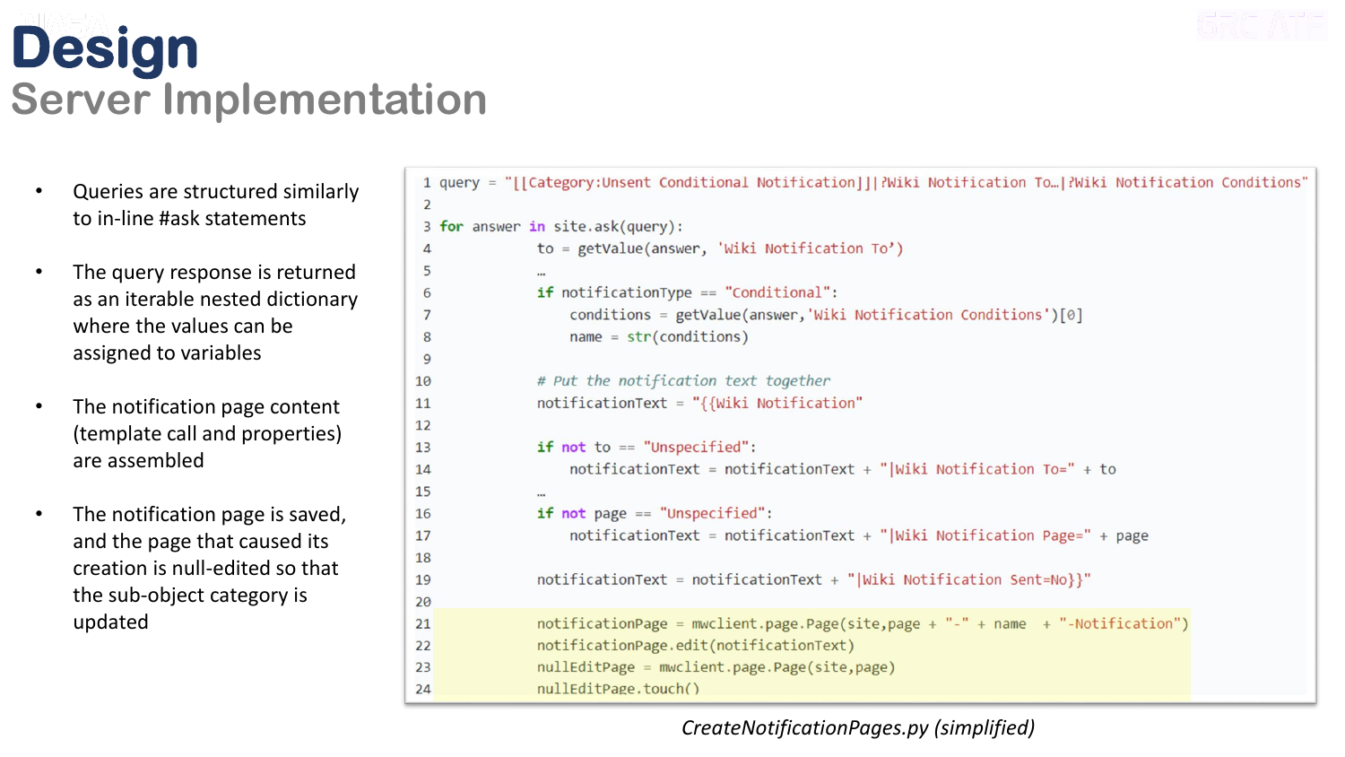# Design

## Server Implementation

- Queries are structured similarly to in-line #ask statements
- The query response is returned as an iterable nested dictionary where the values can be assigned to variables
- The notification page content (template call and properties) are assembled
- The notification page is saved, and the page that caused its creation is null-edited so that the sub-object category is updated

```python
query = "[[Category:Unsent Conditional Notification]]|?Wiki Notification To…|?Wiki Notification Conditions"

for answer in site.ask(query):
        to = getValue(answer, 'Wiki Notification To')
        …
        if notificationType == "Conditional":
            conditions = getValue(answer,'Wiki Notification Conditions')[0]
            name = str(conditions)

        # Put the notification text together
        notificationText = "{{Wiki Notification"

        if not to == "Unspecified":
            notificationText = notificationText + "|Wiki Notification To=" + to
        …
        if not page == "Unspecified":
            notificationText = notificationText + "|Wiki Notification Page=" + page

        notificationText = notificationText + "|Wiki Notification Sent=No}}"

        notificationPage = mwclient.page.Page(site,page + "-" + name  + "-Notification")
        notificationPage.edit(notificationText)
        nullEditPage = mwclient.page.Page(site,page)
        nullEditPage.touch()
```

*CreateNotificationPages.py (simplified)*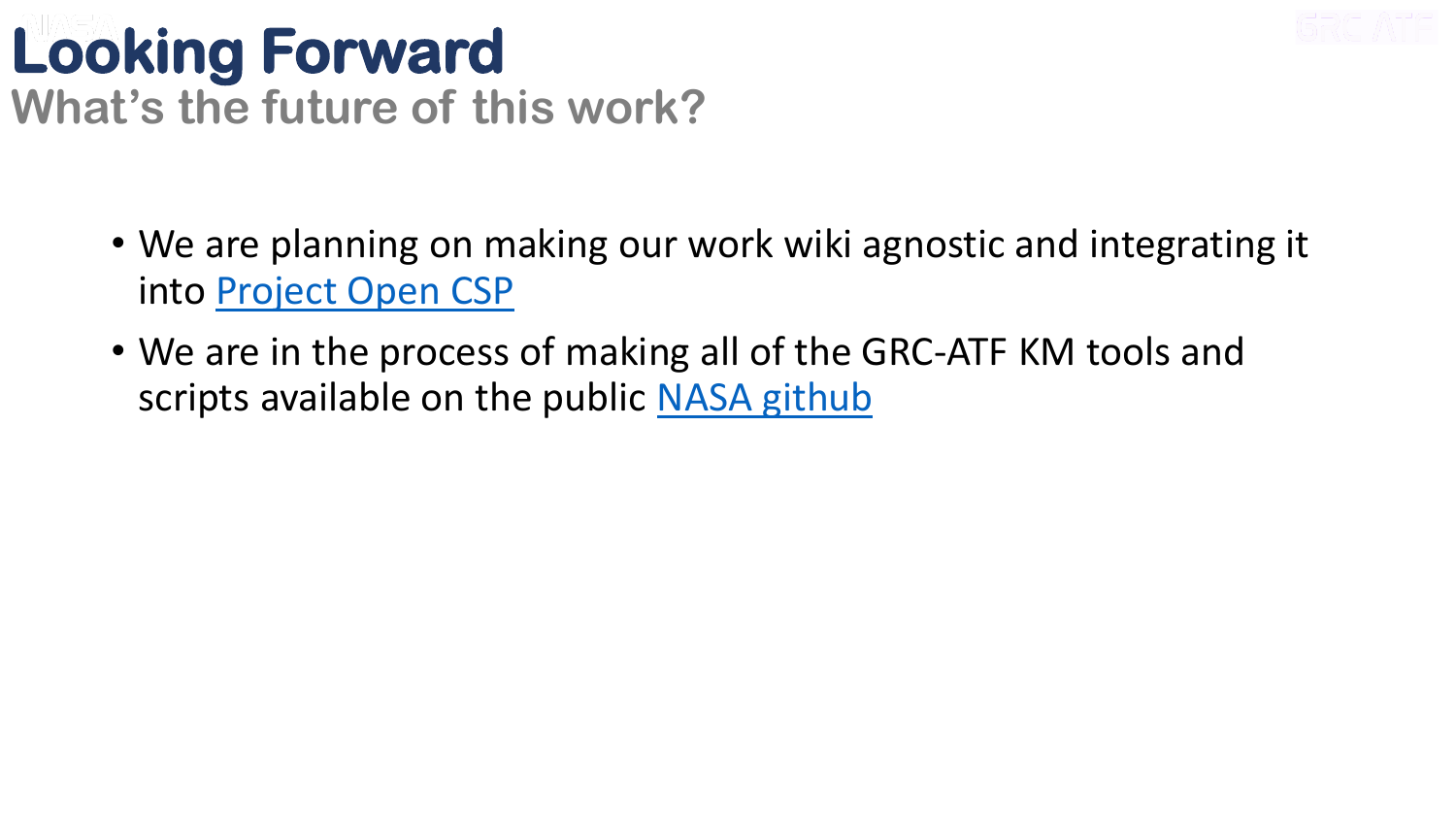# Looking Forward

## What's the future of this work?

- We are planning on making our work wiki agnostic and integrating it into Project Open CSP
- We are in the process of making all of the GRC-ATF KM tools and scripts available on the public NASA github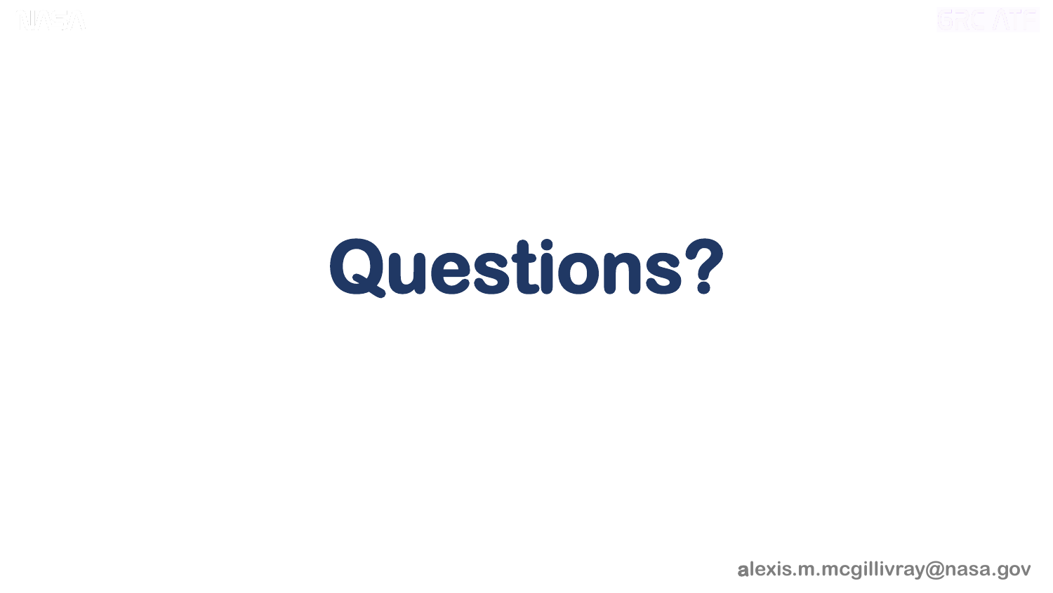# Questions?

alexis.m.mcgillivray@nasa.gov